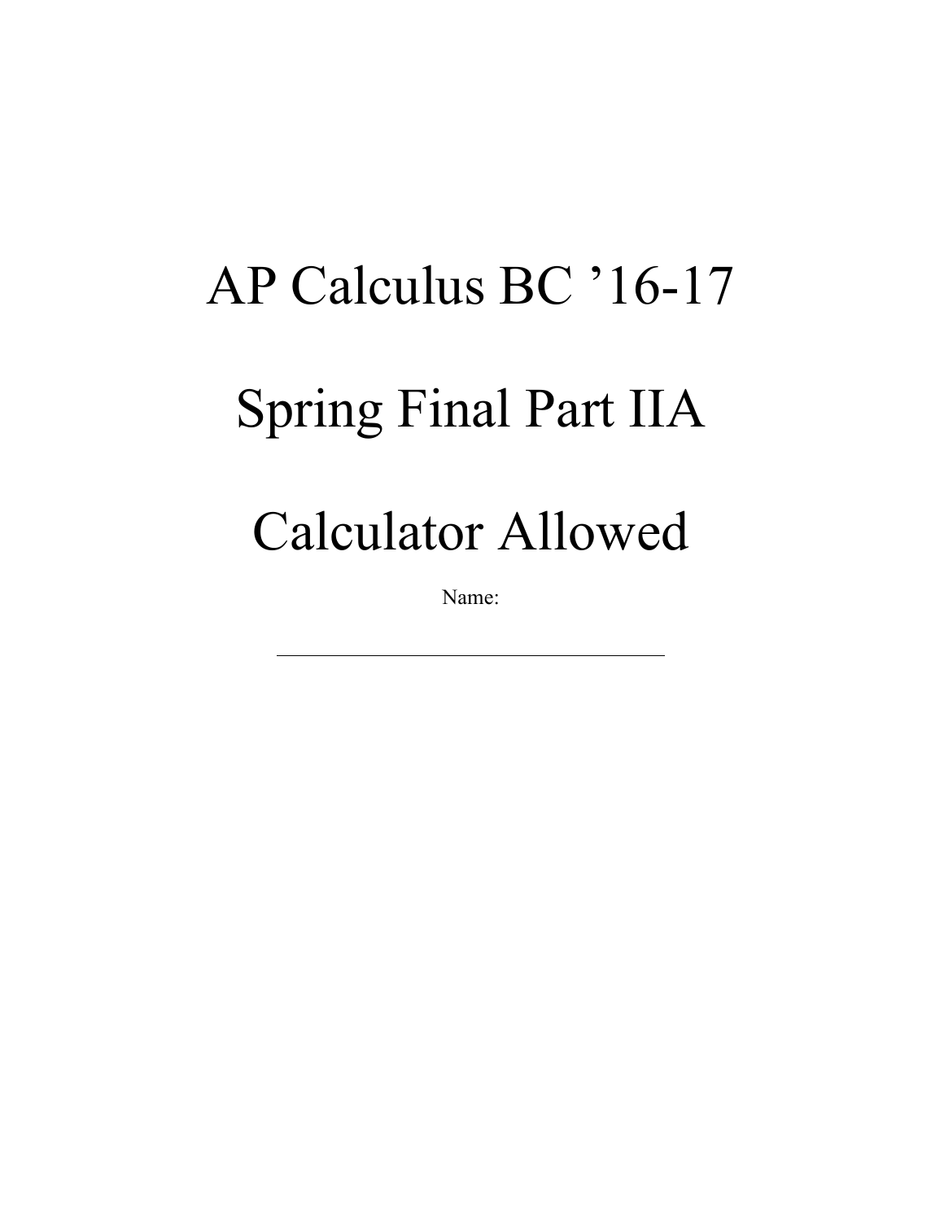# AP Calculus BC ’16-17

# Spring Final Part IIA

# Calculator Allowed

Name:

________________________________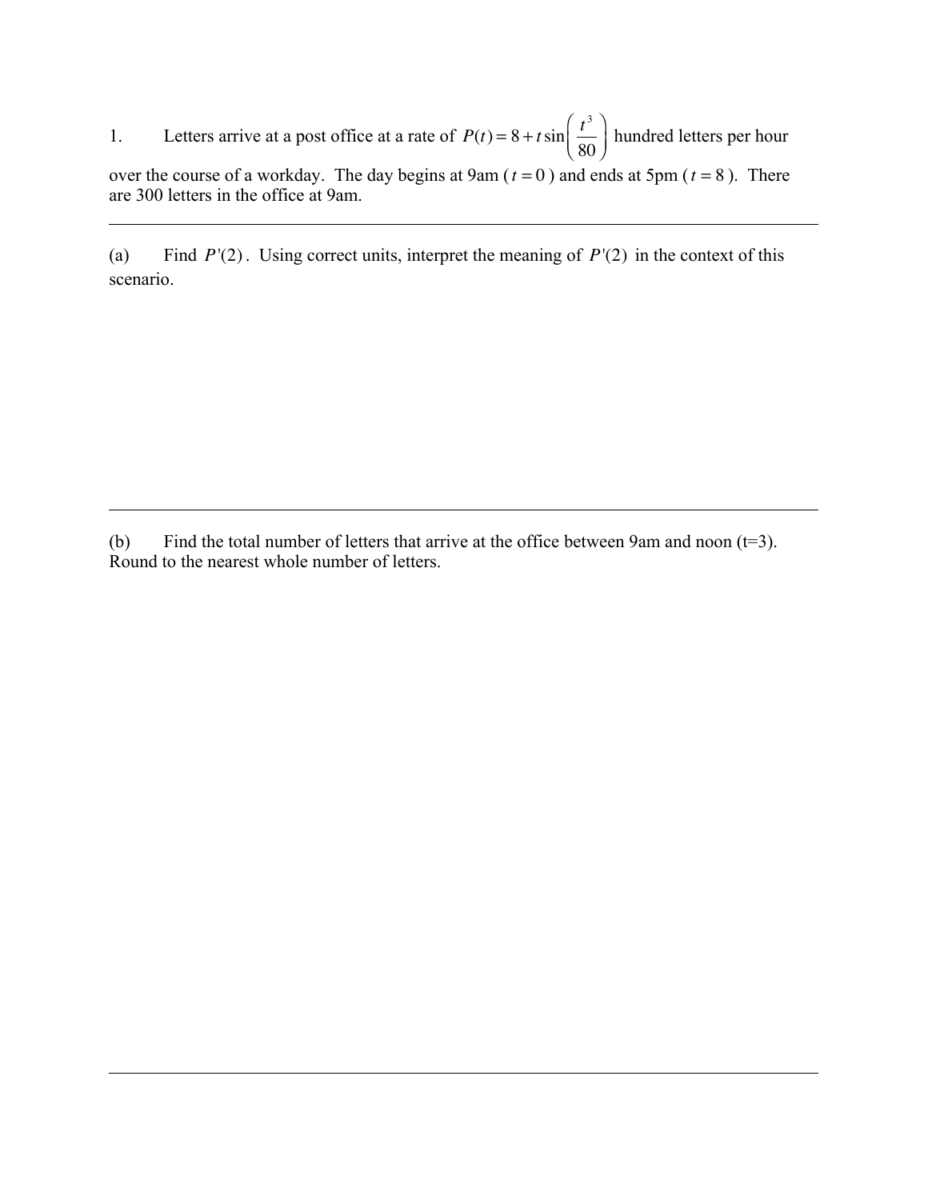1. Letters arrive at a post office at a rate of $P(t) = 8 + t\sin\left(\frac{t^3}{80}\right)$ hundred letters per hour over the course of a workday. The day begins at 9am ($t = 0$) and ends at 5pm ($t = 8$). There are 300 letters in the office at 9am.

---

(a) Find $P'(2)$. Using correct units, interpret the meaning of $P'(2)$ in the context of this scenario.

---

(b) Find the total number of letters that arrive at the office between 9am and noon (t=3). Round to the nearest whole number of letters.

---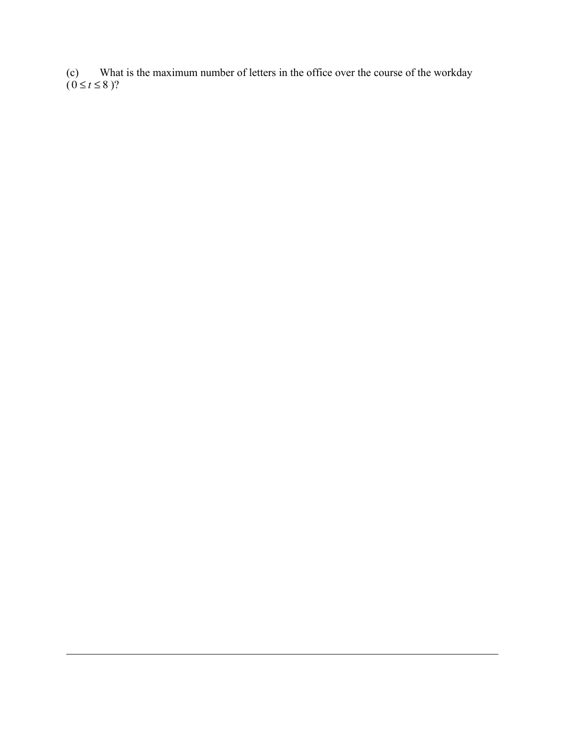(c) What is the maximum number of letters in the office over the course of the workday ($0 \le t \le 8$)?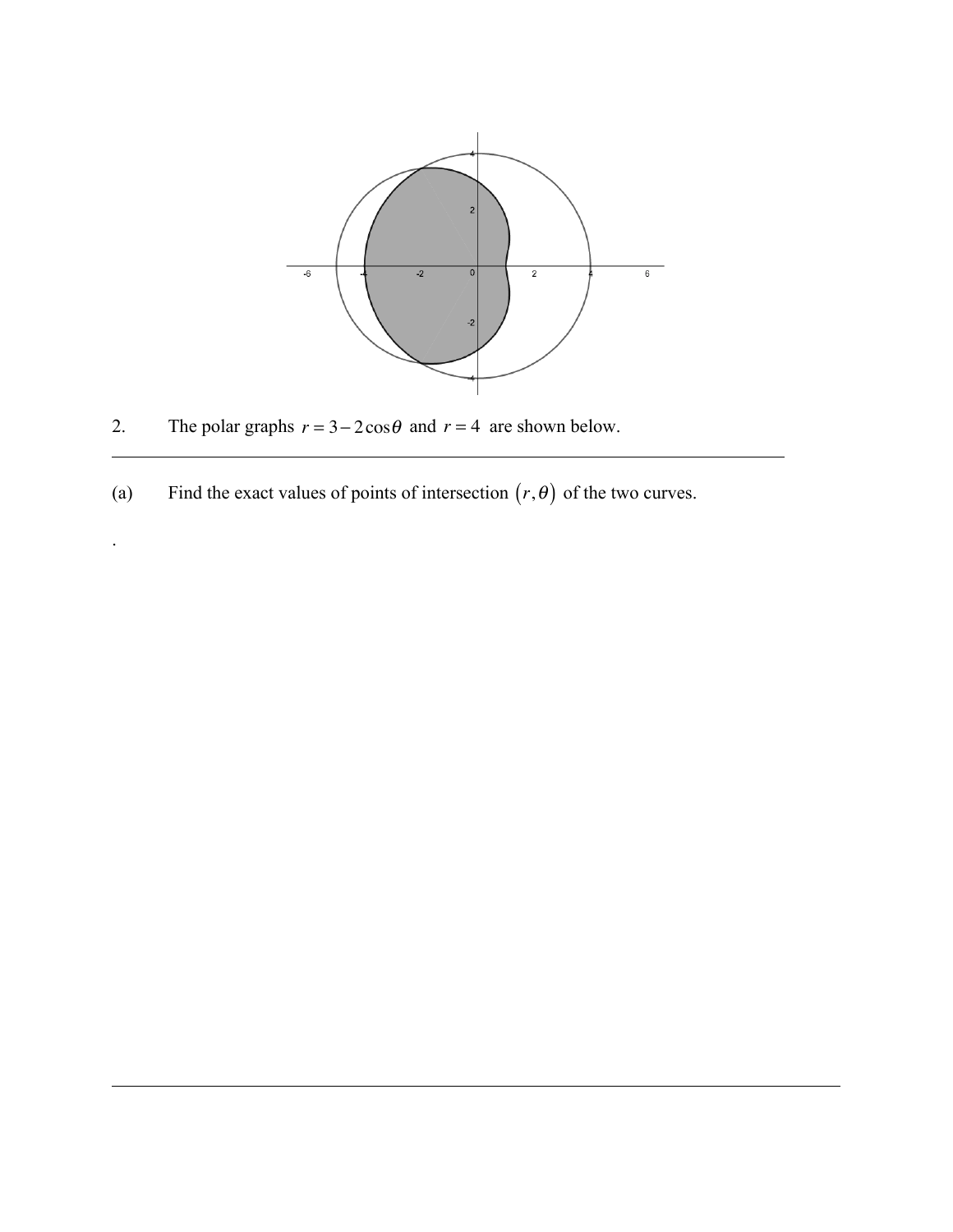2. The polar graphs $r = 3 - 2\cos\theta$ and $r = 4$ are shown below.

(a) Find the exact values of points of intersection $(r, \theta)$ of the two curves.

.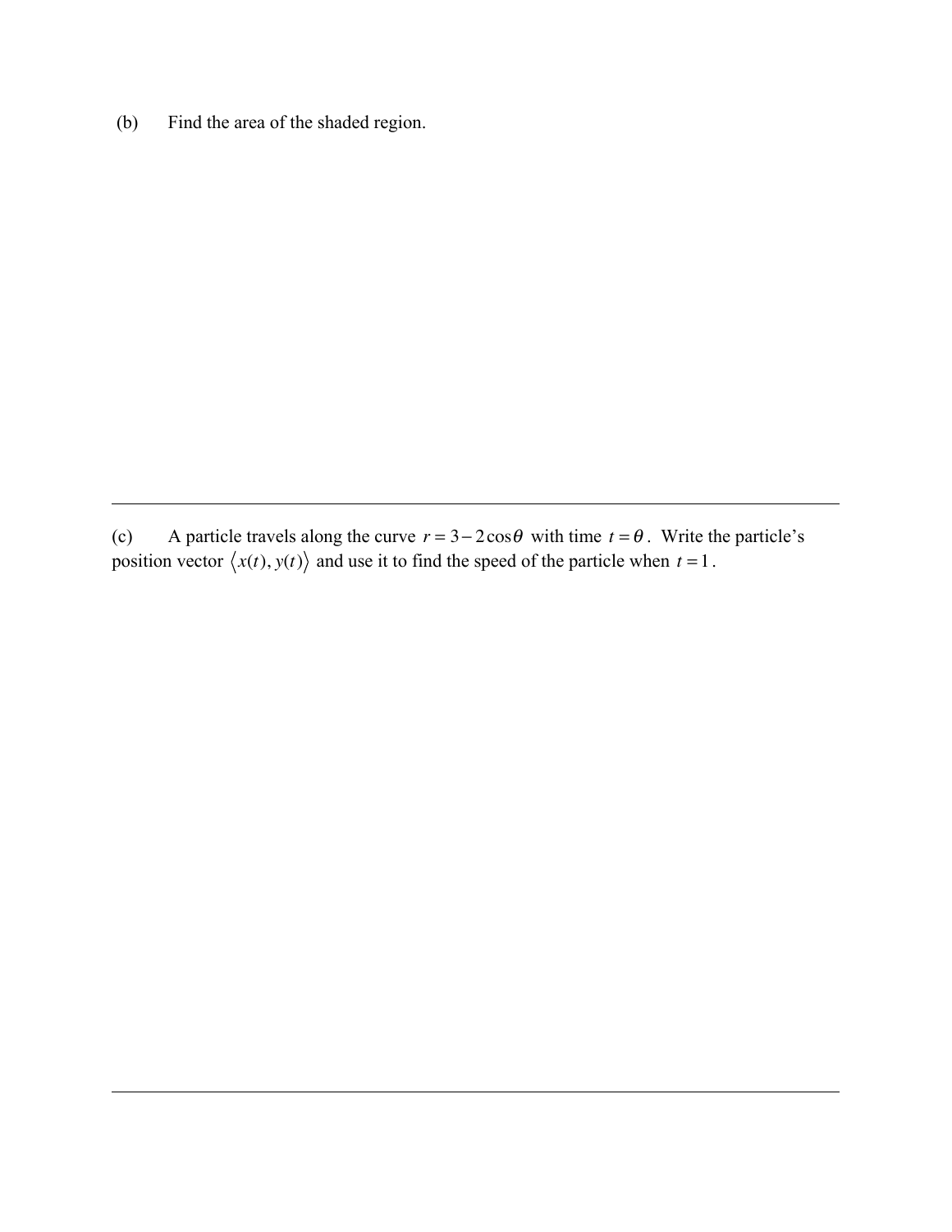(b) Find the area of the shaded region.

---

(c) A particle travels along the curve $r = 3 - 2\cos\theta$ with time $t = \theta$. Write the particle's position vector $\langle x(t), y(t) \rangle$ and use it to find the speed of the particle when $t = 1$.

---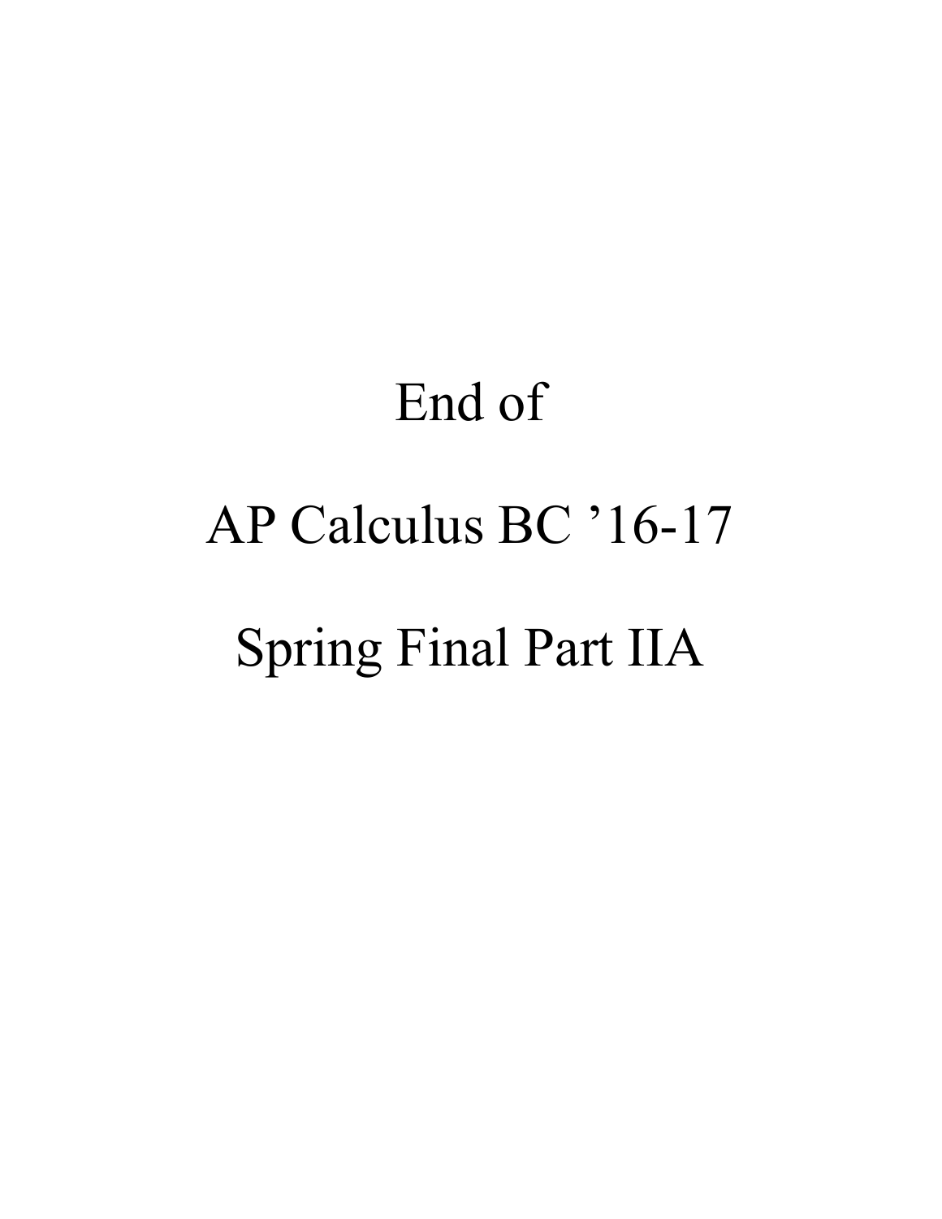# End of

# AP Calculus BC ’16-17

# Spring Final Part IIA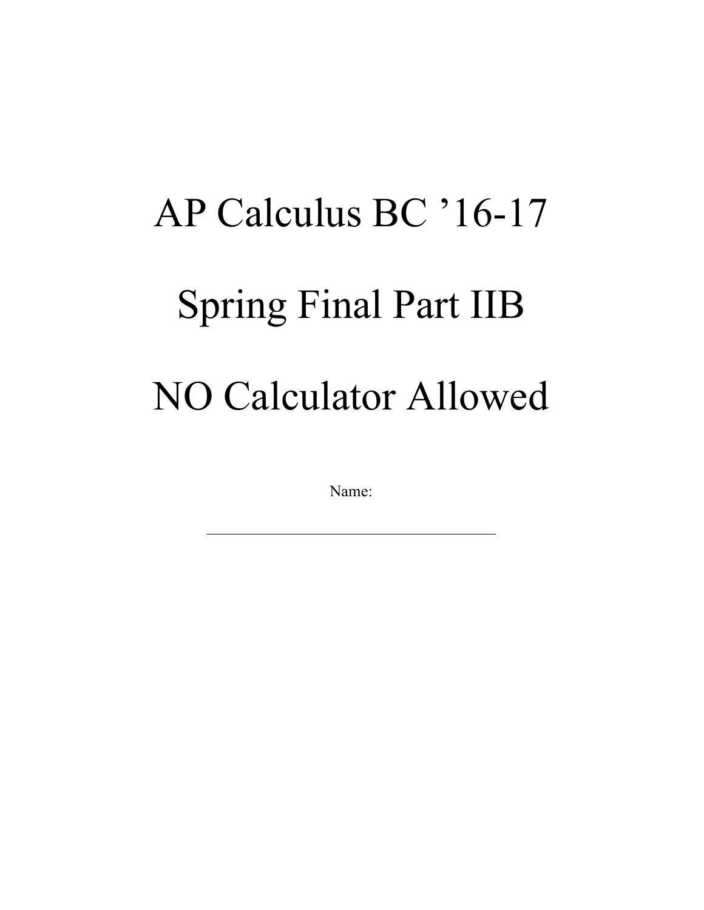# AP Calculus BC ’16-17

# Spring Final Part IIB

# NO Calculator Allowed

Name:

\_\_\_\_\_\_\_\_\_\_\_\_\_\_\_\_\_\_\_\_\_\_\_\_\_\_\_\_\_\_\_\_\_\_\_\_\_\_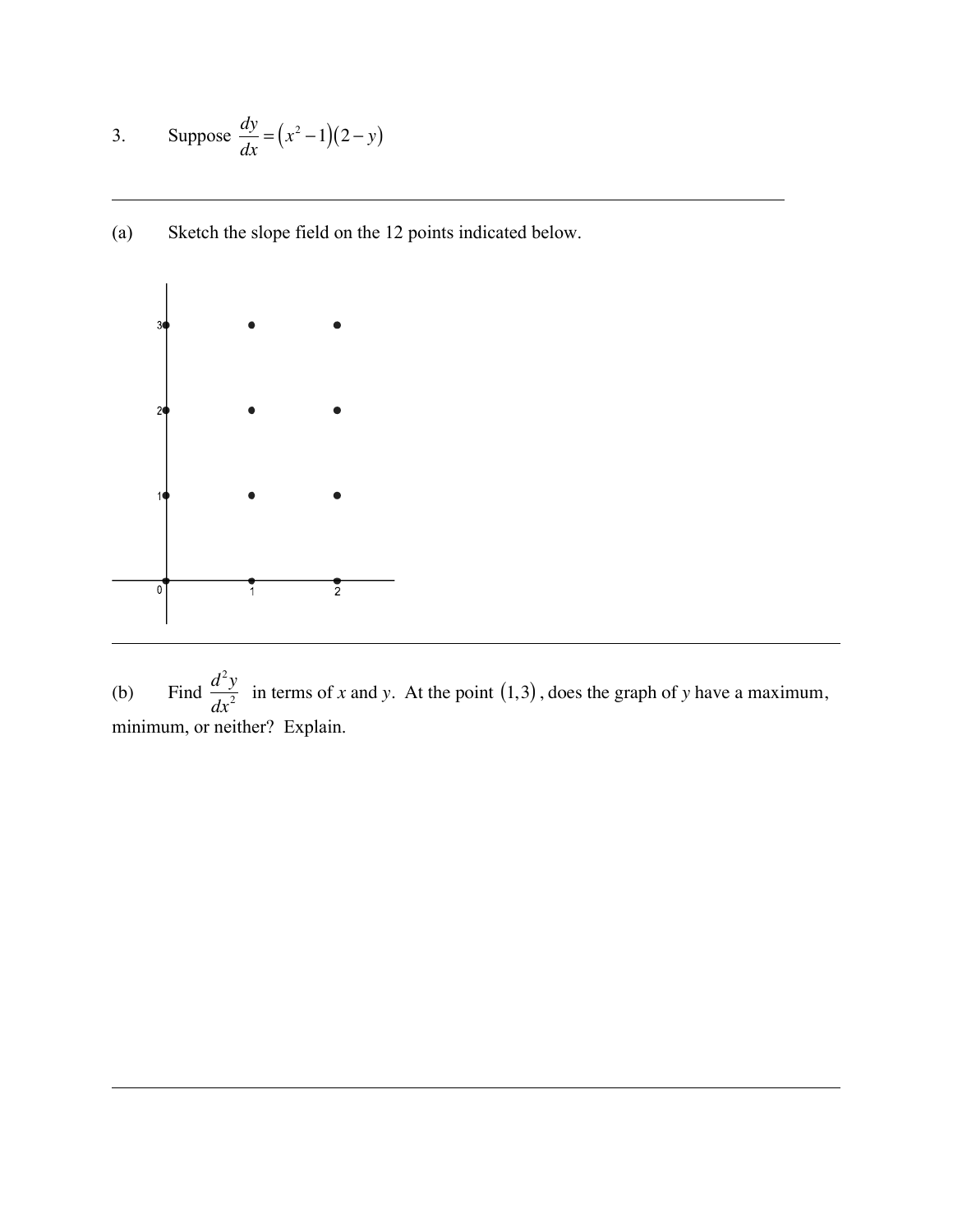3. Suppose $\frac{dy}{dx} = (x^2 - 1)(2 - y)$

---

(a) Sketch the slope field on the 12 points indicated below.

---

(b) Find $\frac{d^2y}{dx^2}$ in terms of *x* and *y*. At the point $(1,3)$, does the graph of *y* have a maximum, minimum, or neither? Explain.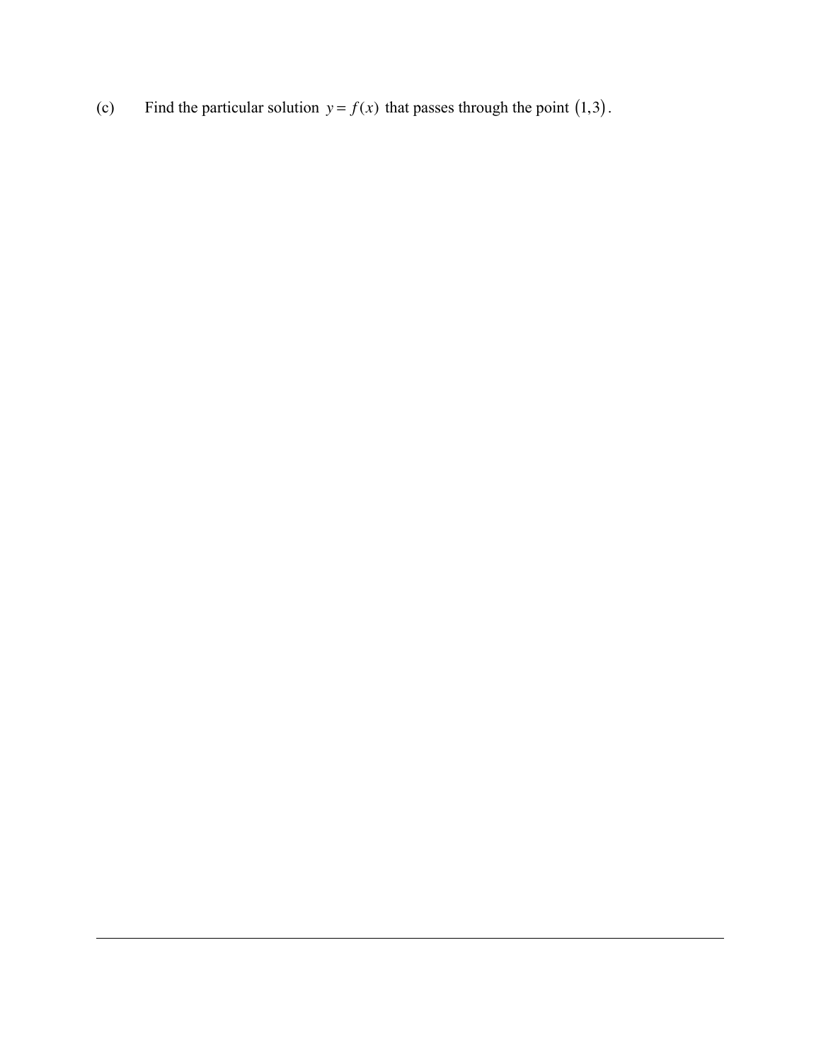(c) Find the particular solution $y = f(x)$ that passes through the point $(1,3)$.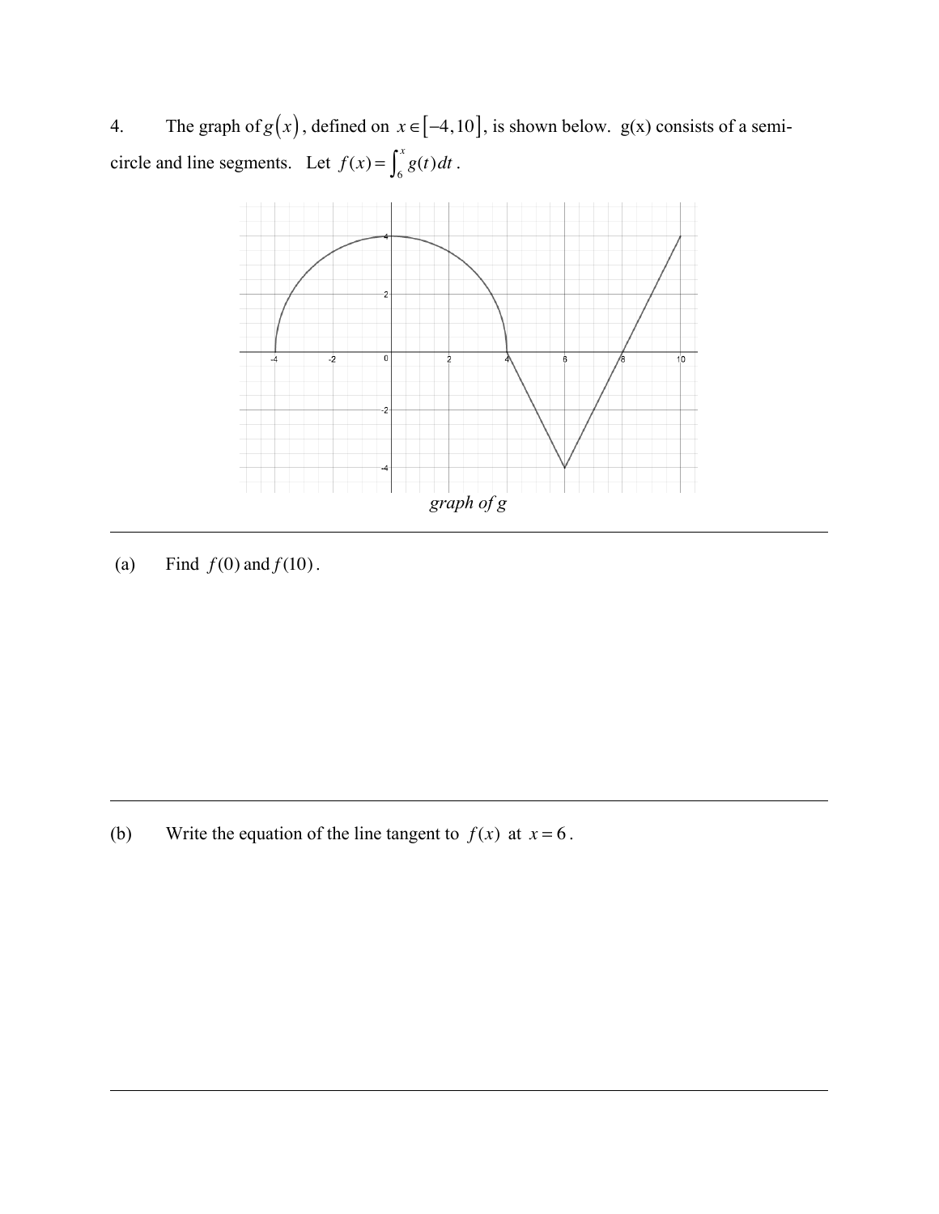4. The graph of $g(x)$, defined on $x \in [-4, 10]$, is shown below. g(x) consists of a semi-circle and line segments. Let $f(x) = \int_6^x g(t)\,dt$.

*graph of g*

---

(a) Find $f(0)$ and $f(10)$.

---

(b) Write the equation of the line tangent to $f(x)$ at $x = 6$.

---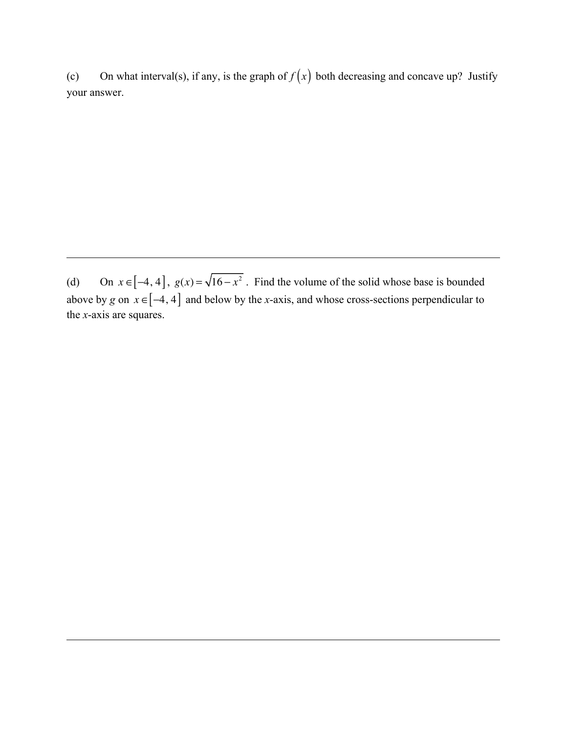(c) On what interval(s), if any, is the graph of $f(x)$ both decreasing and concave up? Justify your answer.

---

(d) On $x \in [-4, 4]$, $g(x) = \sqrt{16 - x^2}$. Find the volume of the solid whose base is bounded above by $g$ on $x \in [-4, 4]$ and below by the $x$-axis, and whose cross-sections perpendicular to the $x$-axis are squares.

---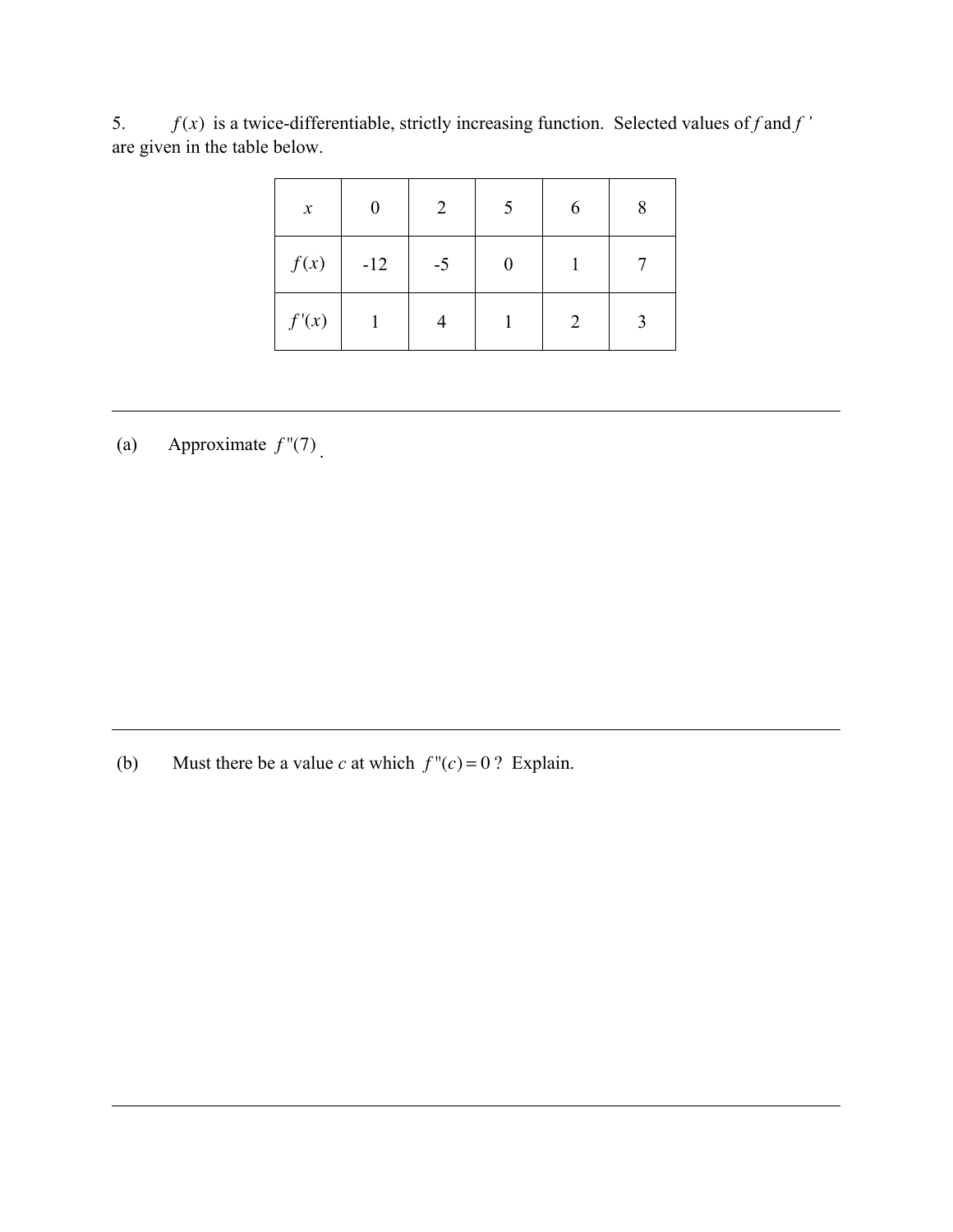5. $f(x)$ is a twice-differentiable, strictly increasing function. Selected values of $f$ and $f'$ are given in the table below.

| $x$ | 0 | 2 | 5 | 6 | 8 |
|---|---|---|---|---|---|
| $f(x)$ | -12 | -5 | 0 | 1 | 7 |
| $f'(x)$ | 1 | 4 | 1 | 2 | 3 |

---

(a) Approximate $f''(7)$.

---

(b) Must there be a value $c$ at which $f''(c) = 0$? Explain.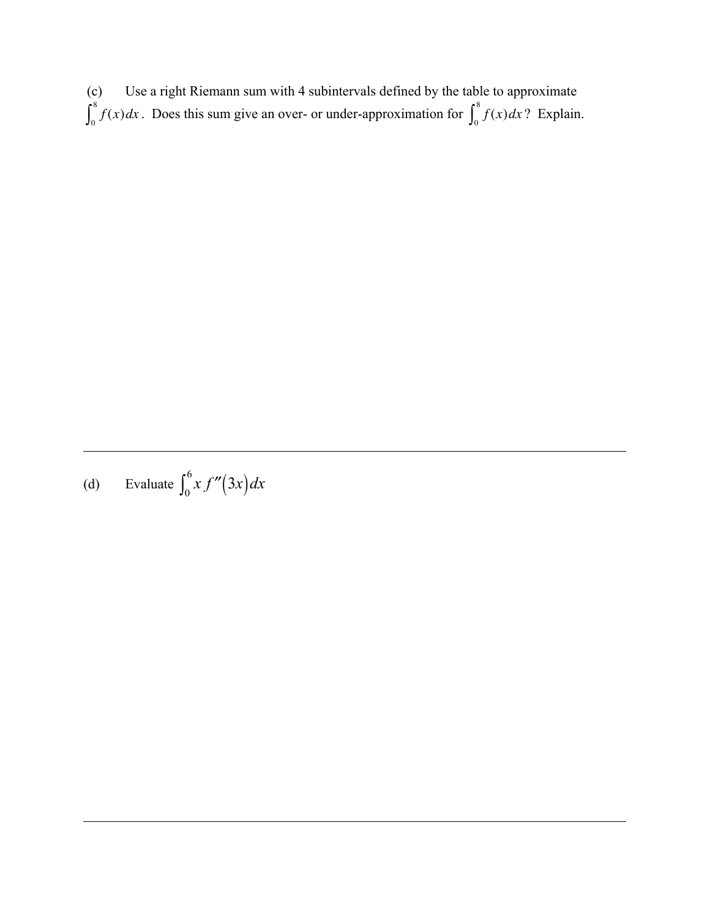(c) Use a right Riemann sum with 4 subintervals defined by the table to approximate $\int_0^8 f(x)\,dx$. Does this sum give an over- or under-approximation for $\int_0^8 f(x)\,dx$? Explain.

---

(d) Evaluate $\int_0^6 x\, f''(3x)\,dx$

---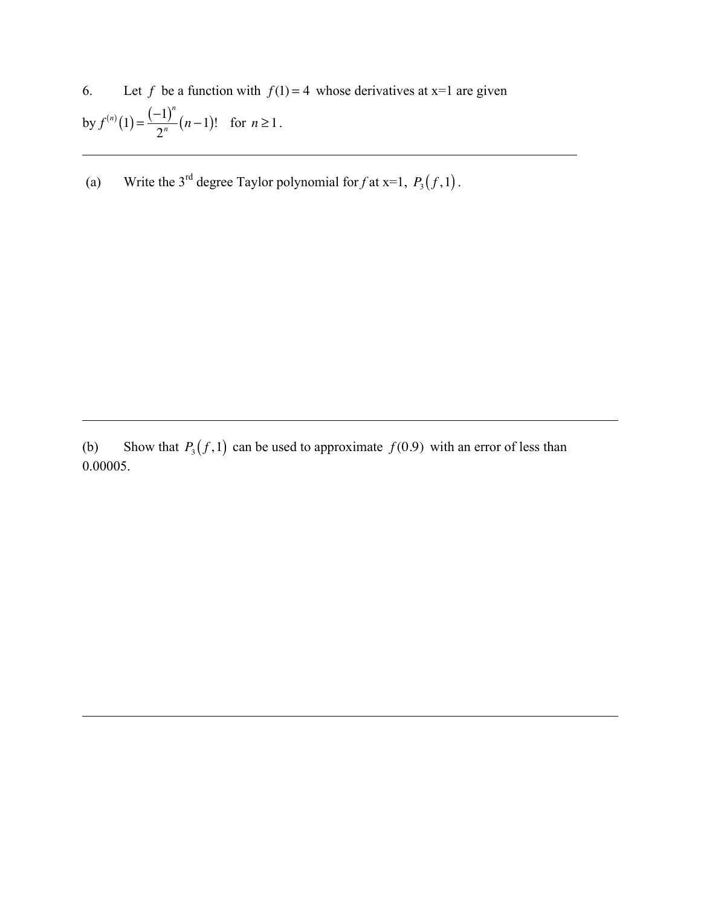6. Let $f$ be a function with $f(1) = 4$ whose derivatives at x=1 are given by $f^{(n)}(1) = \frac{(-1)^n}{2^n}(n-1)!$ for $n \geq 1$.

---

(a) Write the 3rd degree Taylor polynomial for $f$ at x=1, $P_3(f,1)$.

---

(b) Show that $P_3(f,1)$ can be used to approximate $f(0.9)$ with an error of less than 0.00005.

---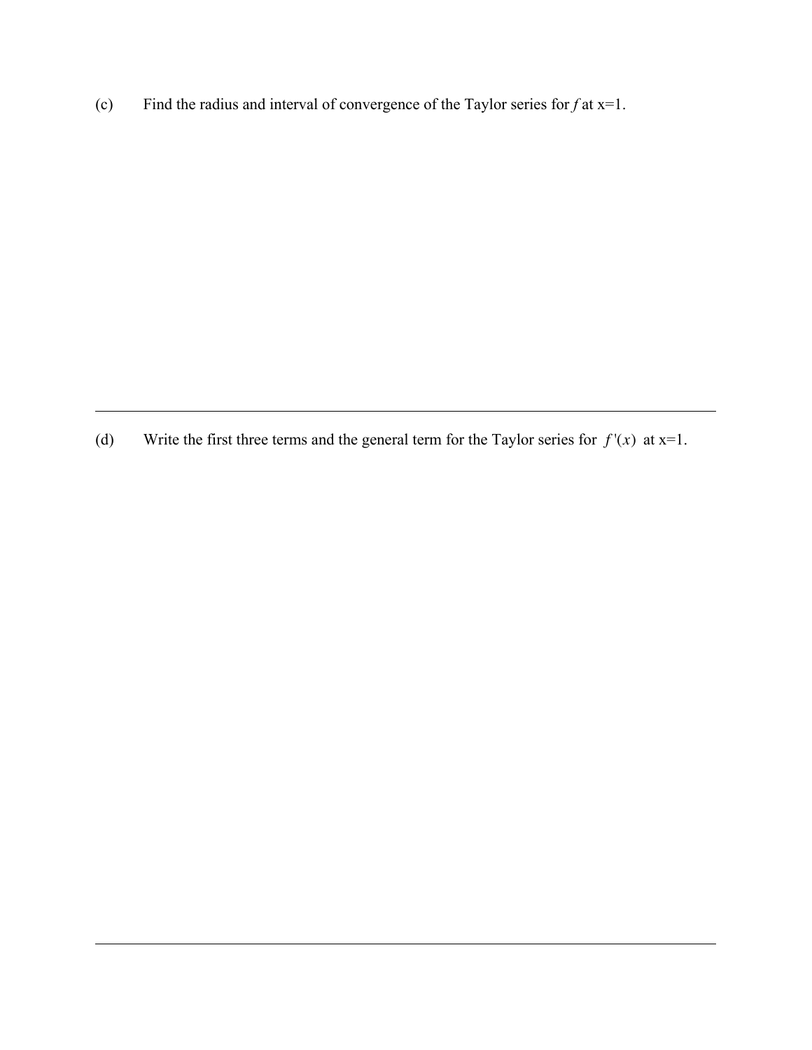(c) Find the radius and interval of convergence of the Taylor series for $f$ at x=1.

---

(d) Write the first three terms and the general term for the Taylor series for $f'(x)$ at x=1.

---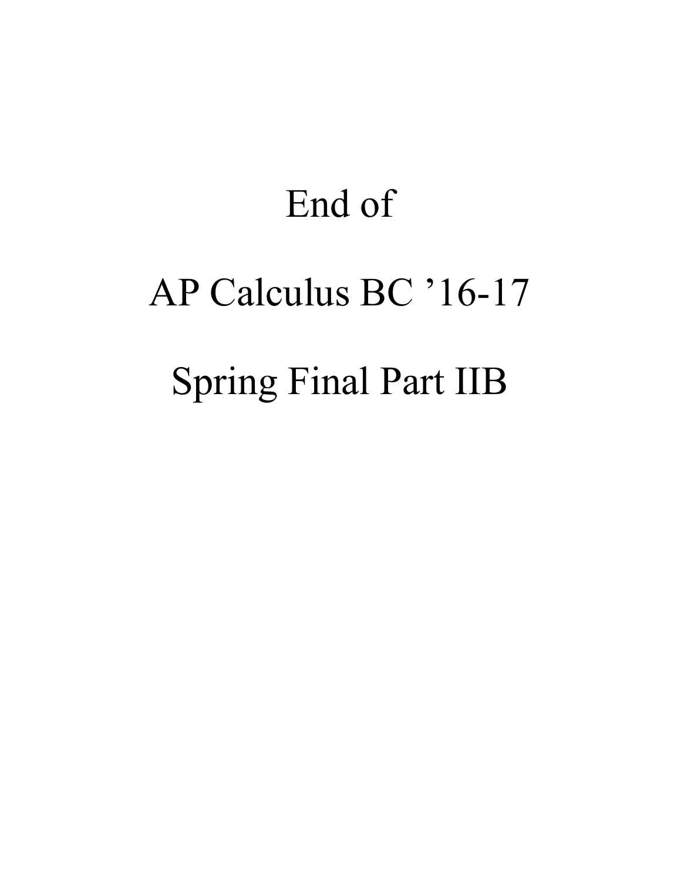# End of

# AP Calculus BC ’16-17

# Spring Final Part IIB